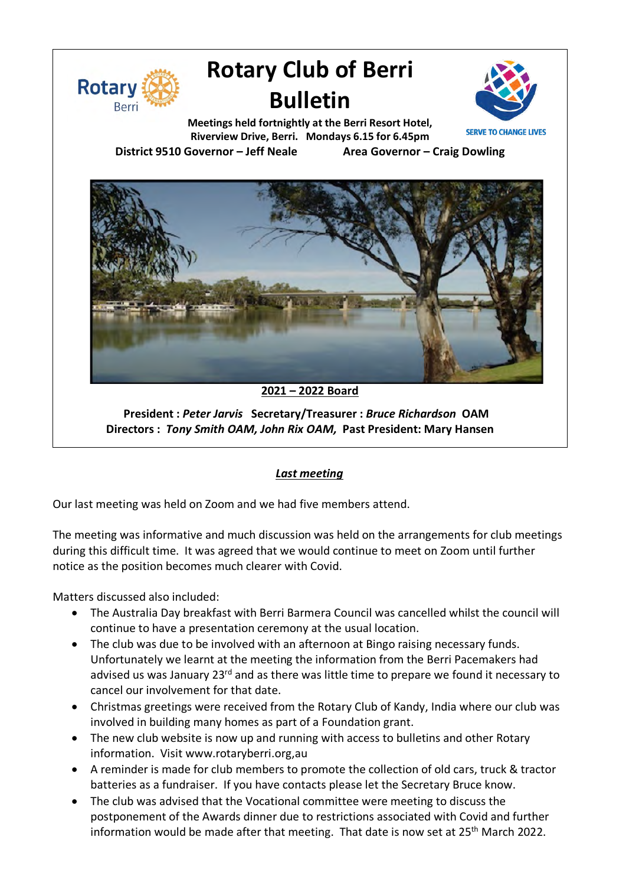# Rotary Club of Berri Bulletin

**Meetings held fortnightly at the Berri Resort Hotel, Riverview Drive, Berri. Mondays 6.15 for 6.45pm**

SERVE TO CHANGE LIVES

**District 9510 Governor – Jeff Neale** **Area Governor – Craig Dowling**

**2021 – 2022 Board**

**President :** ***Peter Jarvis*** **Secretary/Treasurer :** ***Bruce Richardson*** **OAM**
**Directors :** ***Tony Smith OAM, John Rix OAM,*** **Past President: Mary Hansen**

## ***Last meeting***

Our last meeting was held on Zoom and we had five members attend.

The meeting was informative and much discussion was held on the arrangements for club meetings during this difficult time. It was agreed that we would continue to meet on Zoom until further notice as the position becomes much clearer with Covid.

Matters discussed also included:

- The Australia Day breakfast with Berri Barmera Council was cancelled whilst the council will continue to have a presentation ceremony at the usual location.
- The club was due to be involved with an afternoon at Bingo raising necessary funds. Unfortunately we learnt at the meeting the information from the Berri Pacemakers had advised us was January 23rd and as there was little time to prepare we found it necessary to cancel our involvement for that date.
- Christmas greetings were received from the Rotary Club of Kandy, India where our club was involved in building many homes as part of a Foundation grant.
- The new club website is now up and running with access to bulletins and other Rotary information. Visit www.rotaryberri.org,au
- A reminder is made for club members to promote the collection of old cars, truck & tractor batteries as a fundraiser. If you have contacts please let the Secretary Bruce know.
- The club was advised that the Vocational committee were meeting to discuss the postponement of the Awards dinner due to restrictions associated with Covid and further information would be made after that meeting. That date is now set at 25th March 2022.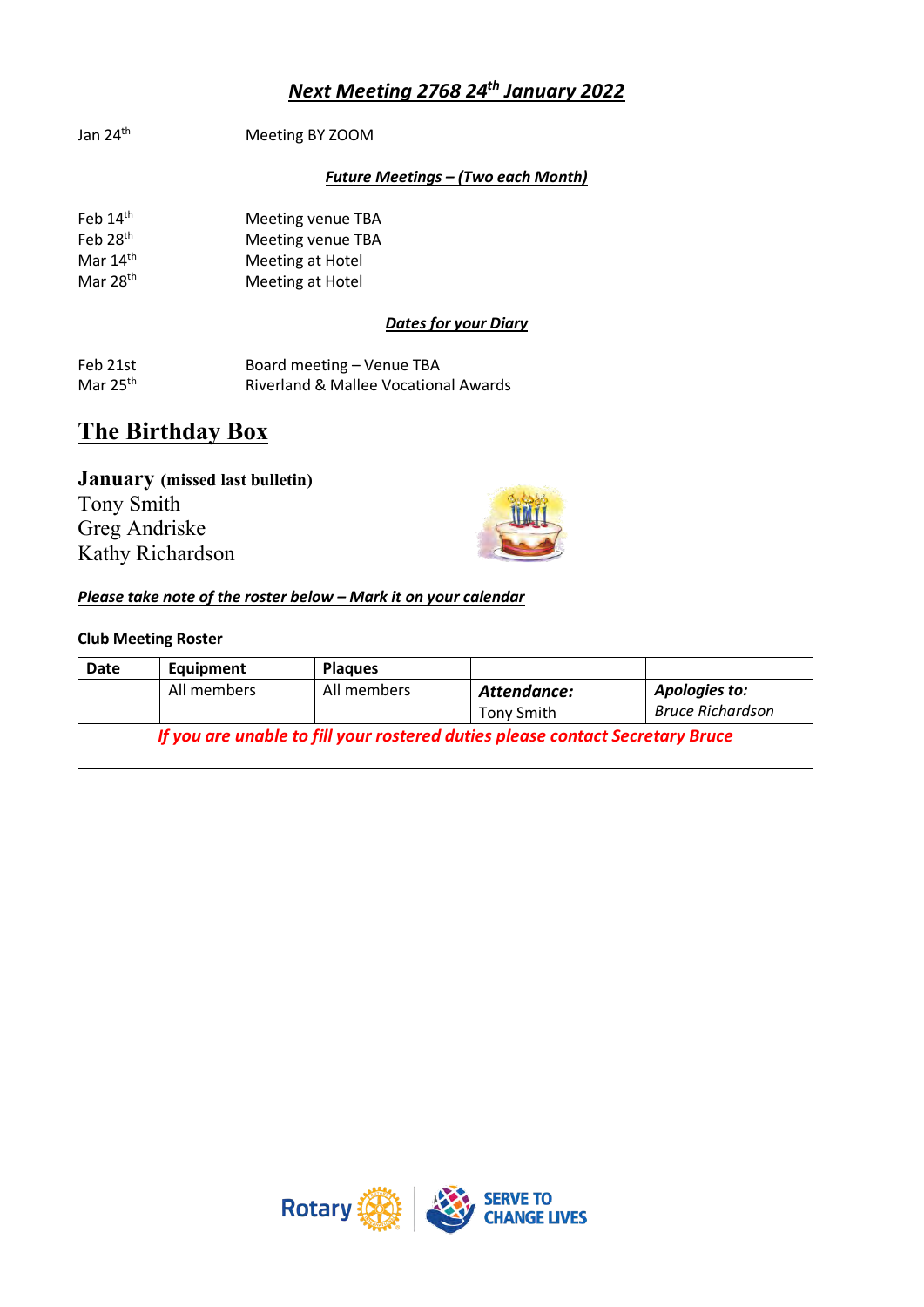## *Next Meeting 2768 24th January 2022*

Jan 24th Meeting BY ZOOM

***Future Meetings – (Two each Month)***

Feb 14th Meeting venue TBA
Feb 28th Meeting venue TBA
Mar 14th Meeting at Hotel
Mar 28th Meeting at Hotel

***Dates for your Diary***

Feb 21st Board meeting – Venue TBA
Mar 25th Riverland & Mallee Vocational Awards

## The Birthday Box

**January (missed last bulletin)**
Tony Smith
Greg Andriske
Kathy Richardson

***Please take note of the roster below – Mark it on your calendar***

**Club Meeting Roster**

| Date | Equipment | Plaques | | |
|---|---|---|---|---|
| | All members | All members | ***Attendance:*** Tony Smith | ***Apologies to:*** *Bruce Richardson* |
| *If you are unable to fill your rostered duties please contact Secretary Bruce* | | | | |

Rotary SERVE TO CHANGE LIVES